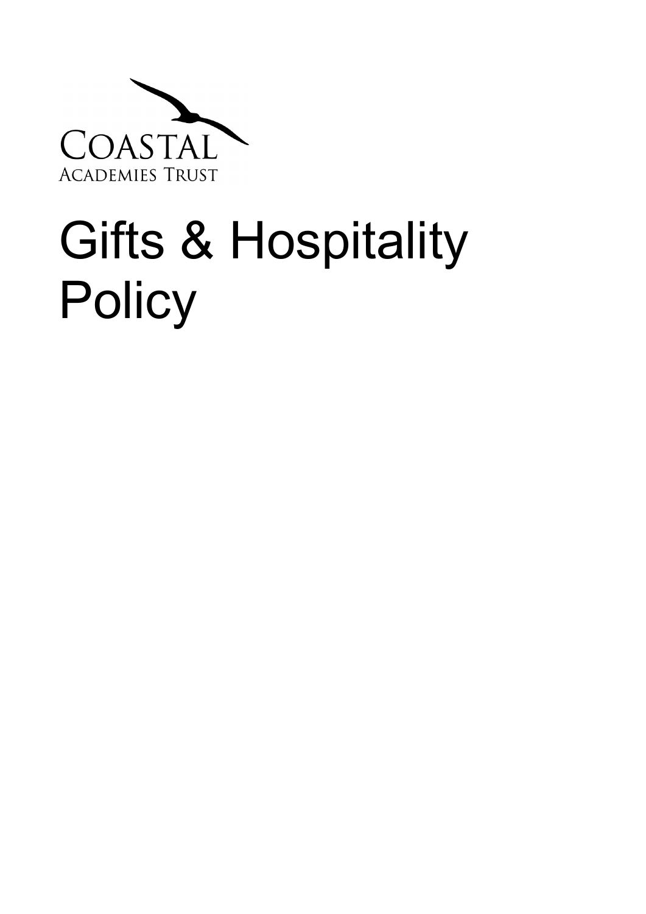Coastal Academies Trust

# Gifts & Hospitality Policy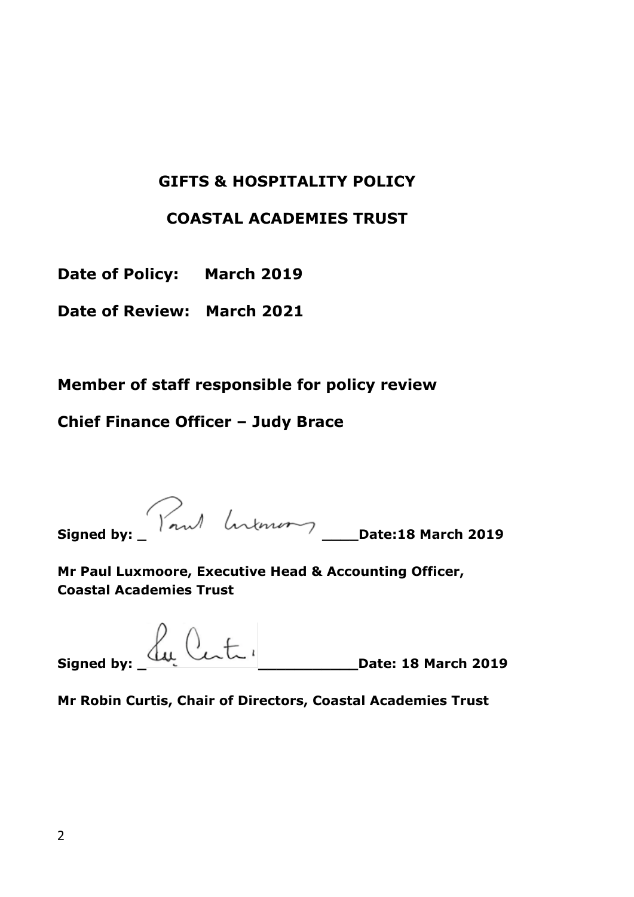# GIFTS & HOSPITALITY POLICY

# COASTAL ACADEMIES TRUST

**Date of Policy: March 2019**

**Date of Review: March 2021**

**Member of staff responsible for policy review**

**Chief Finance Officer – Judy Brace**

**Signed by: _ ____Date:18 March 2019**

**Mr Paul Luxmoore, Executive Head & Accounting Officer, Coastal Academies Trust**

**Signed by: _ __________Date: 18 March 2019**

**Mr Robin Curtis, Chair of Directors, Coastal Academies Trust**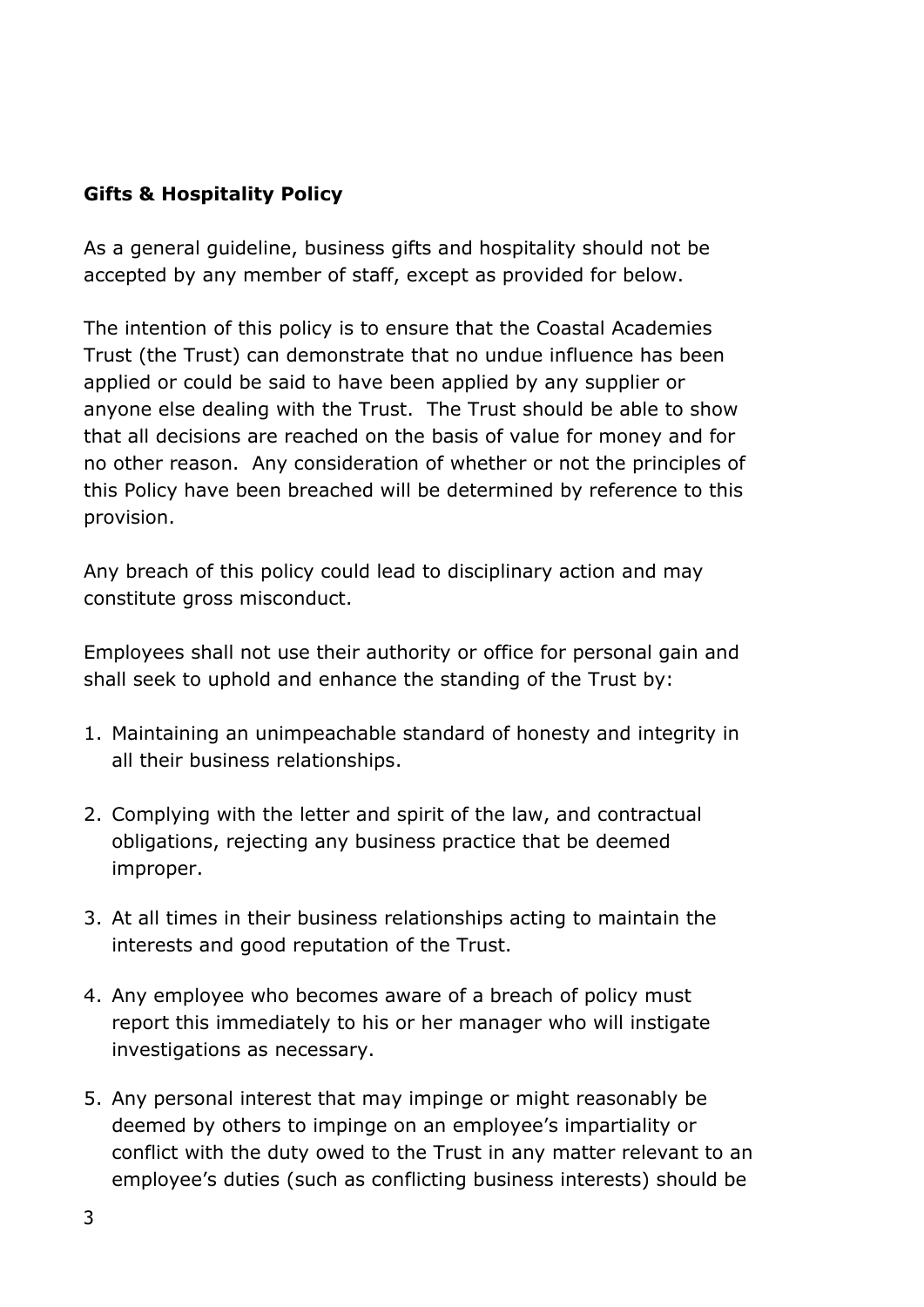**Gifts & Hospitality Policy**

As a general guideline, business gifts and hospitality should not be accepted by any member of staff, except as provided for below.

The intention of this policy is to ensure that the Coastal Academies Trust (the Trust) can demonstrate that no undue influence has been applied or could be said to have been applied by any supplier or anyone else dealing with the Trust. The Trust should be able to show that all decisions are reached on the basis of value for money and for no other reason. Any consideration of whether or not the principles of this Policy have been breached will be determined by reference to this provision.

Any breach of this policy could lead to disciplinary action and may constitute gross misconduct.

Employees shall not use their authority or office for personal gain and shall seek to uphold and enhance the standing of the Trust by:

1. Maintaining an unimpeachable standard of honesty and integrity in all their business relationships.

2. Complying with the letter and spirit of the law, and contractual obligations, rejecting any business practice that be deemed improper.

3. At all times in their business relationships acting to maintain the interests and good reputation of the Trust.

4. Any employee who becomes aware of a breach of policy must report this immediately to his or her manager who will instigate investigations as necessary.

5. Any personal interest that may impinge or might reasonably be deemed by others to impinge on an employee's impartiality or conflict with the duty owed to the Trust in any matter relevant to an employee's duties (such as conflicting business interests) should be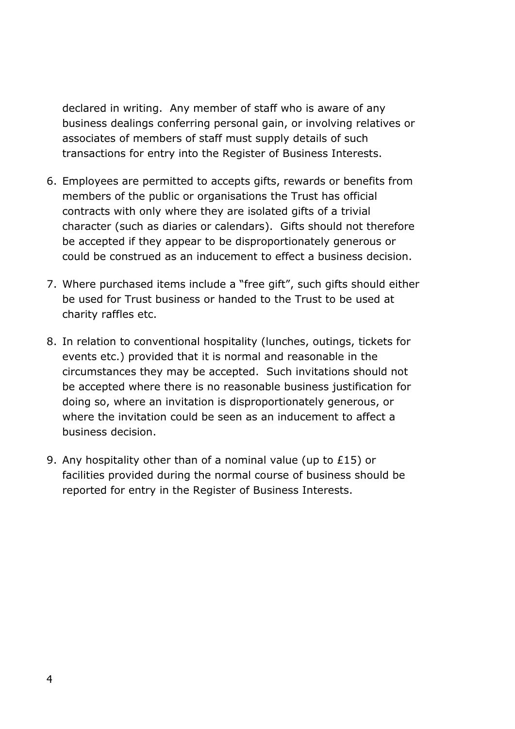declared in writing. Any member of staff who is aware of any business dealings conferring personal gain, or involving relatives or associates of members of staff must supply details of such transactions for entry into the Register of Business Interests.

6. Employees are permitted to accepts gifts, rewards or benefits from members of the public or organisations the Trust has official contracts with only where they are isolated gifts of a trivial character (such as diaries or calendars). Gifts should not therefore be accepted if they appear to be disproportionately generous or could be construed as an inducement to effect a business decision.

7. Where purchased items include a "free gift", such gifts should either be used for Trust business or handed to the Trust to be used at charity raffles etc.

8. In relation to conventional hospitality (lunches, outings, tickets for events etc.) provided that it is normal and reasonable in the circumstances they may be accepted. Such invitations should not be accepted where there is no reasonable business justification for doing so, where an invitation is disproportionately generous, or where the invitation could be seen as an inducement to affect a business decision.

9. Any hospitality other than of a nominal value (up to £15) or facilities provided during the normal course of business should be reported for entry in the Register of Business Interests.